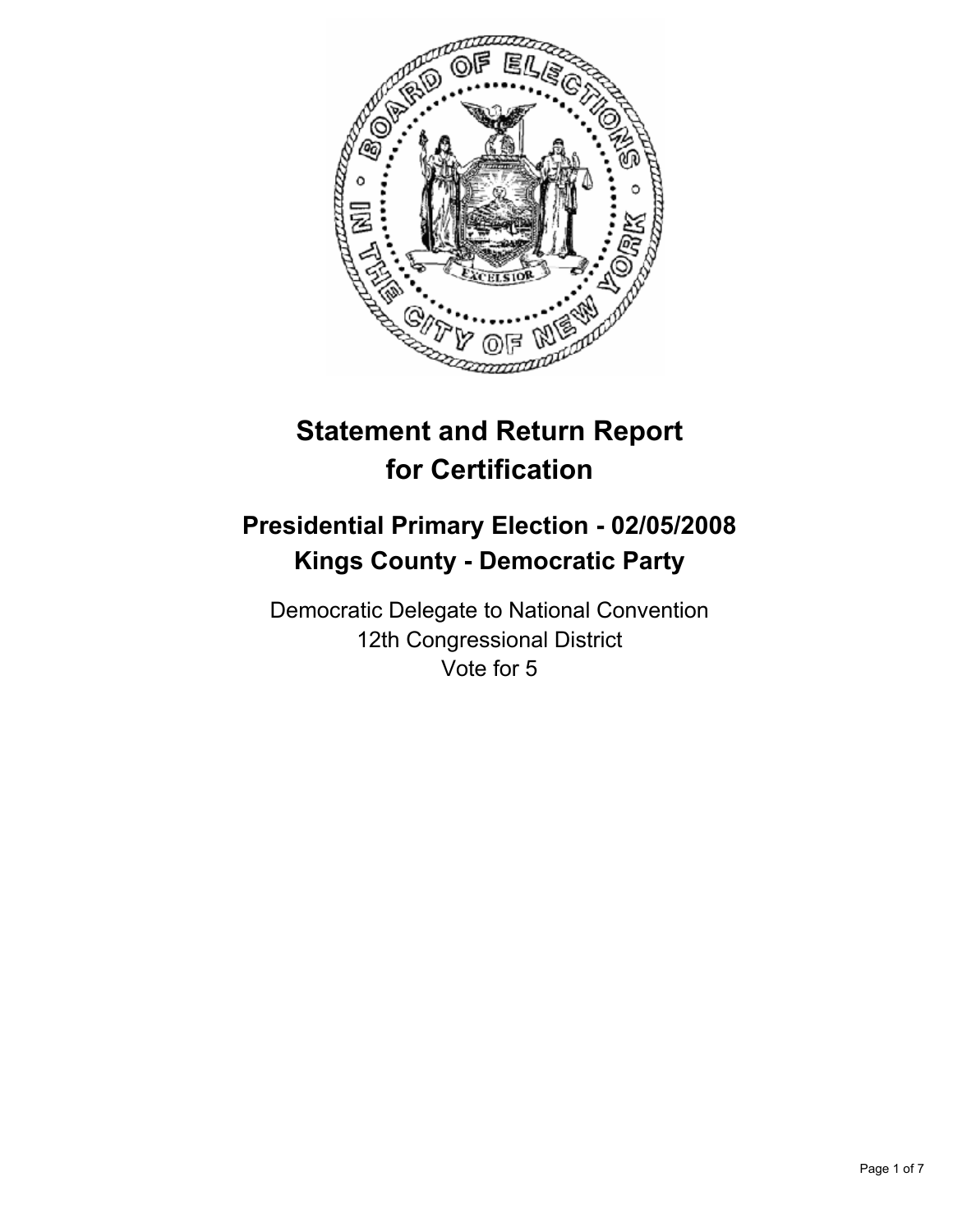# Statement and Return Report for Certification

## Presidential Primary Election - 02/05/2008
## Kings County - Democratic Party

Democratic Delegate to National Convention
12th Congressional District
Vote for 5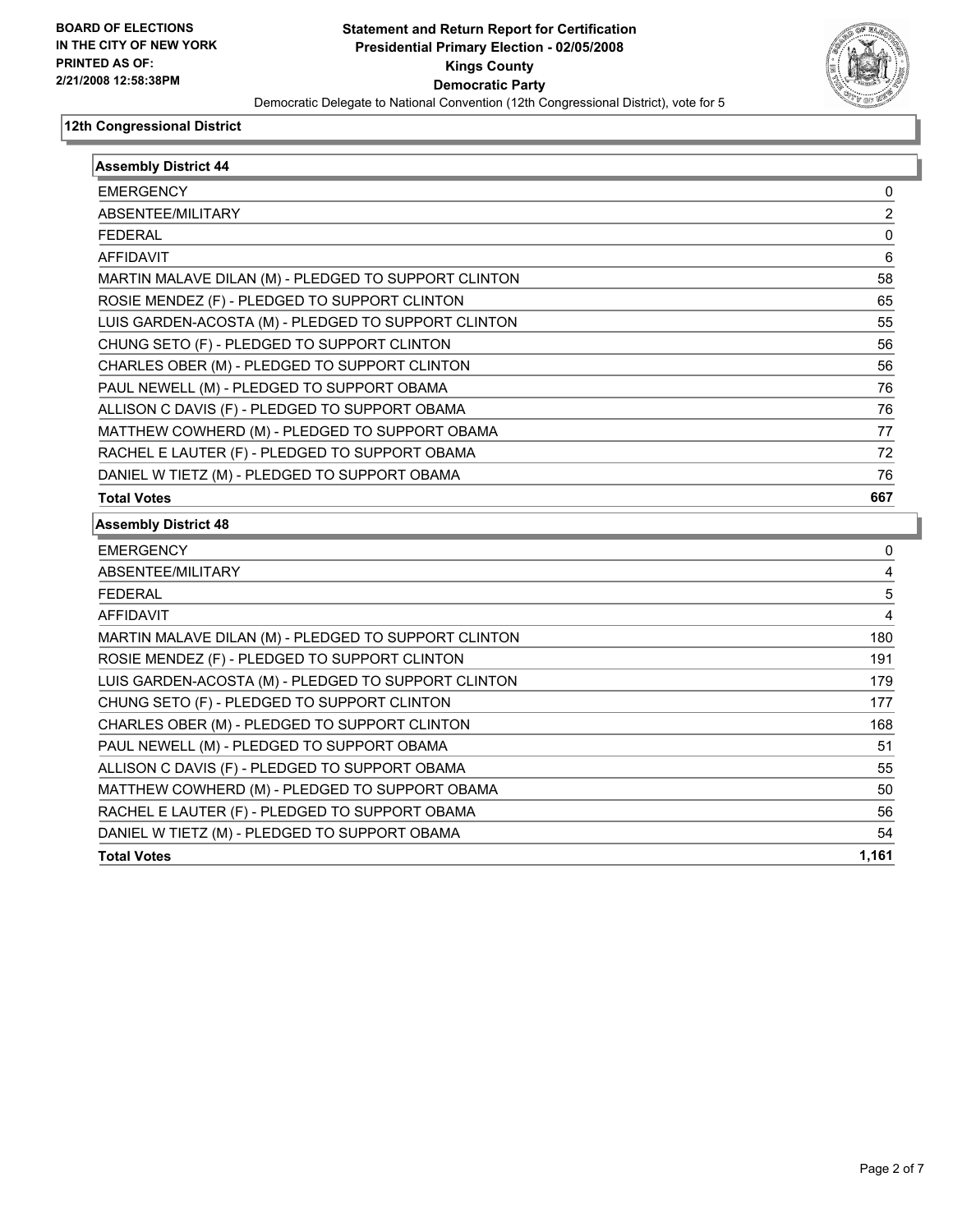BOARD OF ELECTIONS
IN THE CITY OF NEW YORK
PRINTED AS OF:
2/21/2008 12:58:38PM

# Statement and Return Report for Certification
## Presidential Primary Election - 02/05/2008
## Kings County
## Democratic Party

Democratic Delegate to National Convention (12th Congressional District), vote for 5

### 12th Congressional District

#### Assembly District 44

| | |
|---|---|
| EMERGENCY | 0 |
| ABSENTEE/MILITARY | 2 |
| FEDERAL | 0 |
| AFFIDAVIT | 6 |
| MARTIN MALAVE DILAN (M) - PLEDGED TO SUPPORT CLINTON | 58 |
| ROSIE MENDEZ (F) - PLEDGED TO SUPPORT CLINTON | 65 |
| LUIS GARDEN-ACOSTA (M) - PLEDGED TO SUPPORT CLINTON | 55 |
| CHUNG SETO (F) - PLEDGED TO SUPPORT CLINTON | 56 |
| CHARLES OBER (M) - PLEDGED TO SUPPORT CLINTON | 56 |
| PAUL NEWELL (M) - PLEDGED TO SUPPORT OBAMA | 76 |
| ALLISON C DAVIS (F) - PLEDGED TO SUPPORT OBAMA | 76 |
| MATTHEW COWHERD (M) - PLEDGED TO SUPPORT OBAMA | 77 |
| RACHEL E LAUTER (F) - PLEDGED TO SUPPORT OBAMA | 72 |
| DANIEL W TIETZ (M) - PLEDGED TO SUPPORT OBAMA | 76 |
| **Total Votes** | **667** |

#### Assembly District 48

| | |
|---|---|
| EMERGENCY | 0 |
| ABSENTEE/MILITARY | 4 |
| FEDERAL | 5 |
| AFFIDAVIT | 4 |
| MARTIN MALAVE DILAN (M) - PLEDGED TO SUPPORT CLINTON | 180 |
| ROSIE MENDEZ (F) - PLEDGED TO SUPPORT CLINTON | 191 |
| LUIS GARDEN-ACOSTA (M) - PLEDGED TO SUPPORT CLINTON | 179 |
| CHUNG SETO (F) - PLEDGED TO SUPPORT CLINTON | 177 |
| CHARLES OBER (M) - PLEDGED TO SUPPORT CLINTON | 168 |
| PAUL NEWELL (M) - PLEDGED TO SUPPORT OBAMA | 51 |
| ALLISON C DAVIS (F) - PLEDGED TO SUPPORT OBAMA | 55 |
| MATTHEW COWHERD (M) - PLEDGED TO SUPPORT OBAMA | 50 |
| RACHEL E LAUTER (F) - PLEDGED TO SUPPORT OBAMA | 56 |
| DANIEL W TIETZ (M) - PLEDGED TO SUPPORT OBAMA | 54 |
| **Total Votes** | **1,161** |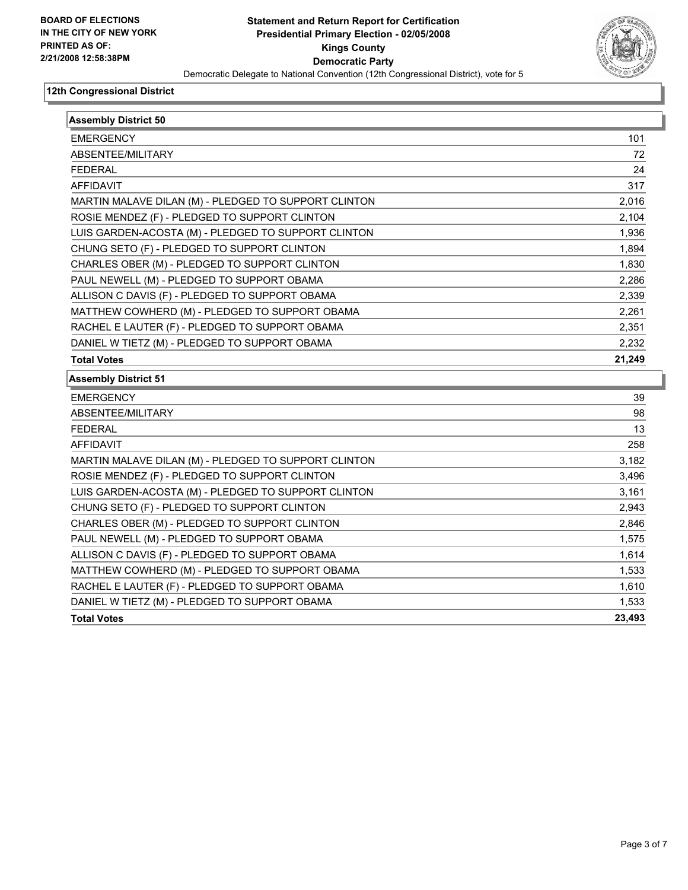**BOARD OF ELECTIONS IN THE CITY OF NEW YORK PRINTED AS OF: 2/21/2008 12:58:38PM**

# Statement and Return Report for Certification
## Presidential Primary Election - 02/05/2008
## Kings County
## Democratic Party

Democratic Delegate to National Convention (12th Congressional District), vote for 5

### 12th Congressional District

| Assembly District 50 | |
|---|---|
| EMERGENCY | 101 |
| ABSENTEE/MILITARY | 72 |
| FEDERAL | 24 |
| AFFIDAVIT | 317 |
| MARTIN MALAVE DILAN (M) - PLEDGED TO SUPPORT CLINTON | 2,016 |
| ROSIE MENDEZ (F) - PLEDGED TO SUPPORT CLINTON | 2,104 |
| LUIS GARDEN-ACOSTA (M) - PLEDGED TO SUPPORT CLINTON | 1,936 |
| CHUNG SETO (F) - PLEDGED TO SUPPORT CLINTON | 1,894 |
| CHARLES OBER (M) - PLEDGED TO SUPPORT CLINTON | 1,830 |
| PAUL NEWELL (M) - PLEDGED TO SUPPORT OBAMA | 2,286 |
| ALLISON C DAVIS (F) - PLEDGED TO SUPPORT OBAMA | 2,339 |
| MATTHEW COWHERD (M) - PLEDGED TO SUPPORT OBAMA | 2,261 |
| RACHEL E LAUTER (F) - PLEDGED TO SUPPORT OBAMA | 2,351 |
| DANIEL W TIETZ (M) - PLEDGED TO SUPPORT OBAMA | 2,232 |
| **Total Votes** | **21,249** |

| Assembly District 51 | |
|---|---|
| EMERGENCY | 39 |
| ABSENTEE/MILITARY | 98 |
| FEDERAL | 13 |
| AFFIDAVIT | 258 |
| MARTIN MALAVE DILAN (M) - PLEDGED TO SUPPORT CLINTON | 3,182 |
| ROSIE MENDEZ (F) - PLEDGED TO SUPPORT CLINTON | 3,496 |
| LUIS GARDEN-ACOSTA (M) - PLEDGED TO SUPPORT CLINTON | 3,161 |
| CHUNG SETO (F) - PLEDGED TO SUPPORT CLINTON | 2,943 |
| CHARLES OBER (M) - PLEDGED TO SUPPORT CLINTON | 2,846 |
| PAUL NEWELL (M) - PLEDGED TO SUPPORT OBAMA | 1,575 |
| ALLISON C DAVIS (F) - PLEDGED TO SUPPORT OBAMA | 1,614 |
| MATTHEW COWHERD (M) - PLEDGED TO SUPPORT OBAMA | 1,533 |
| RACHEL E LAUTER (F) - PLEDGED TO SUPPORT OBAMA | 1,610 |
| DANIEL W TIETZ (M) - PLEDGED TO SUPPORT OBAMA | 1,533 |
| **Total Votes** | **23,493** |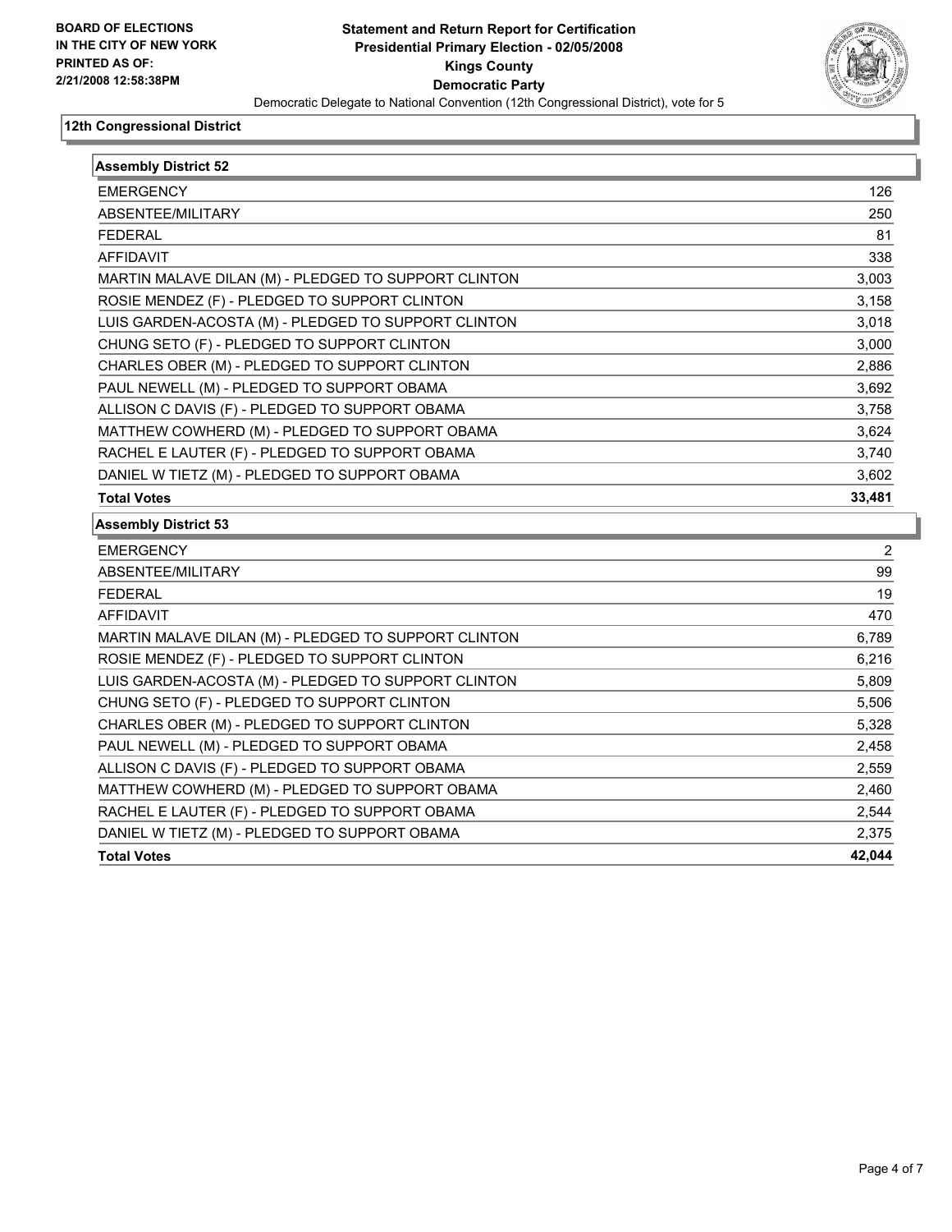**BOARD OF ELECTIONS IN THE CITY OF NEW YORK PRINTED AS OF: 2/21/2008 12:58:38PM**

# Statement and Return Report for Certification
## Presidential Primary Election - 02/05/2008
## Kings County
## Democratic Party

Democratic Delegate to National Convention (12th Congressional District), vote for 5

### 12th Congressional District

**Assembly District 52**

| | |
|---|---|
| EMERGENCY | 126 |
| ABSENTEE/MILITARY | 250 |
| FEDERAL | 81 |
| AFFIDAVIT | 338 |
| MARTIN MALAVE DILAN (M) - PLEDGED TO SUPPORT CLINTON | 3,003 |
| ROSIE MENDEZ (F) - PLEDGED TO SUPPORT CLINTON | 3,158 |
| LUIS GARDEN-ACOSTA (M) - PLEDGED TO SUPPORT CLINTON | 3,018 |
| CHUNG SETO (F) - PLEDGED TO SUPPORT CLINTON | 3,000 |
| CHARLES OBER (M) - PLEDGED TO SUPPORT CLINTON | 2,886 |
| PAUL NEWELL (M) - PLEDGED TO SUPPORT OBAMA | 3,692 |
| ALLISON C DAVIS (F) - PLEDGED TO SUPPORT OBAMA | 3,758 |
| MATTHEW COWHERD (M) - PLEDGED TO SUPPORT OBAMA | 3,624 |
| RACHEL E LAUTER (F) - PLEDGED TO SUPPORT OBAMA | 3,740 |
| DANIEL W TIETZ (M) - PLEDGED TO SUPPORT OBAMA | 3,602 |
| **Total Votes** | **33,481** |

**Assembly District 53**

| | |
|---|---|
| EMERGENCY | 2 |
| ABSENTEE/MILITARY | 99 |
| FEDERAL | 19 |
| AFFIDAVIT | 470 |
| MARTIN MALAVE DILAN (M) - PLEDGED TO SUPPORT CLINTON | 6,789 |
| ROSIE MENDEZ (F) - PLEDGED TO SUPPORT CLINTON | 6,216 |
| LUIS GARDEN-ACOSTA (M) - PLEDGED TO SUPPORT CLINTON | 5,809 |
| CHUNG SETO (F) - PLEDGED TO SUPPORT CLINTON | 5,506 |
| CHARLES OBER (M) - PLEDGED TO SUPPORT CLINTON | 5,328 |
| PAUL NEWELL (M) - PLEDGED TO SUPPORT OBAMA | 2,458 |
| ALLISON C DAVIS (F) - PLEDGED TO SUPPORT OBAMA | 2,559 |
| MATTHEW COWHERD (M) - PLEDGED TO SUPPORT OBAMA | 2,460 |
| RACHEL E LAUTER (F) - PLEDGED TO SUPPORT OBAMA | 2,544 |
| DANIEL W TIETZ (M) - PLEDGED TO SUPPORT OBAMA | 2,375 |
| **Total Votes** | **42,044** |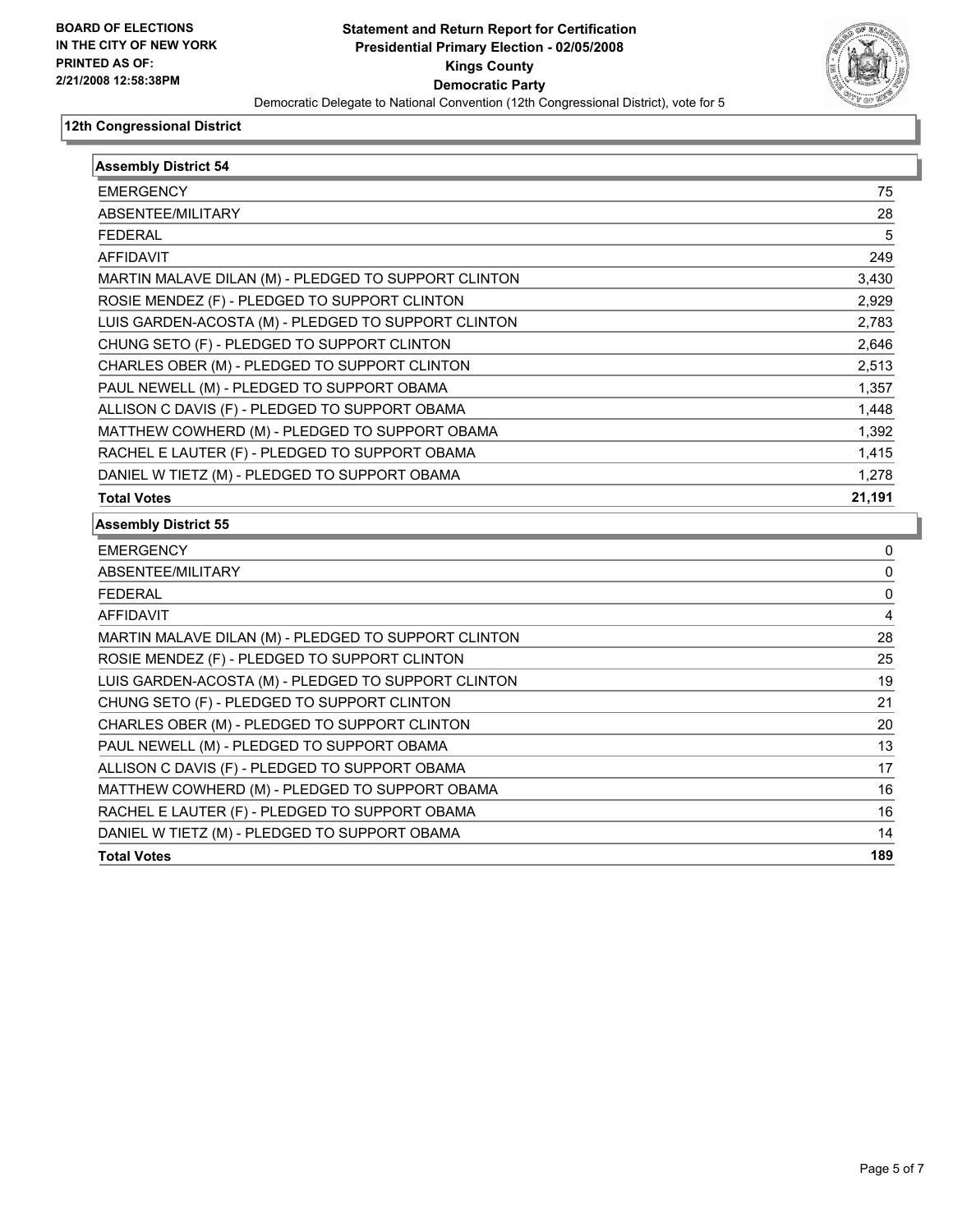**BOARD OF ELECTIONS IN THE CITY OF NEW YORK PRINTED AS OF: 2/21/2008 12:58:38PM**

# Statement and Return Report for Certification
## Presidential Primary Election - 02/05/2008
## Kings County
## Democratic Party
### Democratic Delegate to National Convention (12th Congressional District), vote for 5

**12th Congressional District**

**Assembly District 54**

| | |
|---|---|
| EMERGENCY | 75 |
| ABSENTEE/MILITARY | 28 |
| FEDERAL | 5 |
| AFFIDAVIT | 249 |
| MARTIN MALAVE DILAN (M) - PLEDGED TO SUPPORT CLINTON | 3,430 |
| ROSIE MENDEZ (F) - PLEDGED TO SUPPORT CLINTON | 2,929 |
| LUIS GARDEN-ACOSTA (M) - PLEDGED TO SUPPORT CLINTON | 2,783 |
| CHUNG SETO (F) - PLEDGED TO SUPPORT CLINTON | 2,646 |
| CHARLES OBER (M) - PLEDGED TO SUPPORT CLINTON | 2,513 |
| PAUL NEWELL (M) - PLEDGED TO SUPPORT OBAMA | 1,357 |
| ALLISON C DAVIS (F) - PLEDGED TO SUPPORT OBAMA | 1,448 |
| MATTHEW COWHERD (M) - PLEDGED TO SUPPORT OBAMA | 1,392 |
| RACHEL E LAUTER (F) - PLEDGED TO SUPPORT OBAMA | 1,415 |
| DANIEL W TIETZ (M) - PLEDGED TO SUPPORT OBAMA | 1,278 |
| **Total Votes** | **21,191** |

**Assembly District 55**

| | |
|---|---|
| EMERGENCY | 0 |
| ABSENTEE/MILITARY | 0 |
| FEDERAL | 0 |
| AFFIDAVIT | 4 |
| MARTIN MALAVE DILAN (M) - PLEDGED TO SUPPORT CLINTON | 28 |
| ROSIE MENDEZ (F) - PLEDGED TO SUPPORT CLINTON | 25 |
| LUIS GARDEN-ACOSTA (M) - PLEDGED TO SUPPORT CLINTON | 19 |
| CHUNG SETO (F) - PLEDGED TO SUPPORT CLINTON | 21 |
| CHARLES OBER (M) - PLEDGED TO SUPPORT CLINTON | 20 |
| PAUL NEWELL (M) - PLEDGED TO SUPPORT OBAMA | 13 |
| ALLISON C DAVIS (F) - PLEDGED TO SUPPORT OBAMA | 17 |
| MATTHEW COWHERD (M) - PLEDGED TO SUPPORT OBAMA | 16 |
| RACHEL E LAUTER (F) - PLEDGED TO SUPPORT OBAMA | 16 |
| DANIEL W TIETZ (M) - PLEDGED TO SUPPORT OBAMA | 14 |
| **Total Votes** | **189** |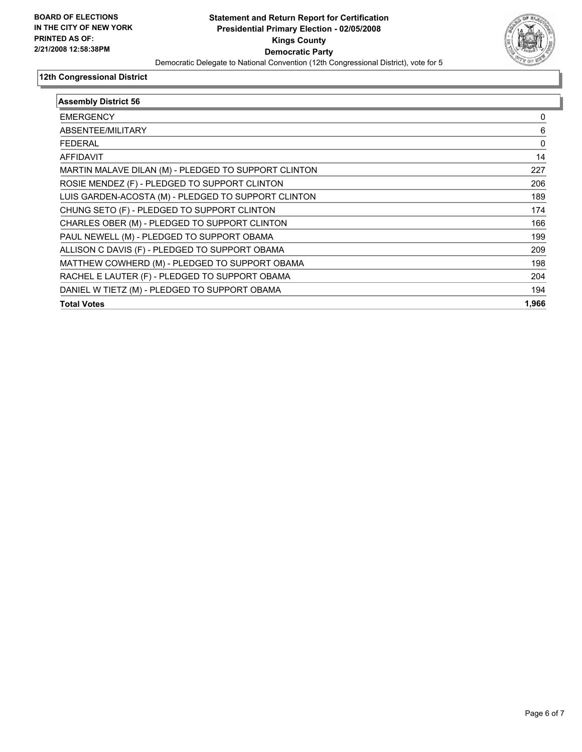**BOARD OF ELECTIONS IN THE CITY OF NEW YORK PRINTED AS OF: 2/21/2008 12:58:38PM**

**Statement and Return Report for Certification**
**Presidential Primary Election - 02/05/2008**
**Kings County**
**Democratic Party**
Democratic Delegate to National Convention (12th Congressional District), vote for 5

## 12th Congressional District

| Assembly District 56 | |
|---|---|
| EMERGENCY | 0 |
| ABSENTEE/MILITARY | 6 |
| FEDERAL | 0 |
| AFFIDAVIT | 14 |
| MARTIN MALAVE DILAN (M) - PLEDGED TO SUPPORT CLINTON | 227 |
| ROSIE MENDEZ (F) - PLEDGED TO SUPPORT CLINTON | 206 |
| LUIS GARDEN-ACOSTA (M) - PLEDGED TO SUPPORT CLINTON | 189 |
| CHUNG SETO (F) - PLEDGED TO SUPPORT CLINTON | 174 |
| CHARLES OBER (M) - PLEDGED TO SUPPORT CLINTON | 166 |
| PAUL NEWELL (M) - PLEDGED TO SUPPORT OBAMA | 199 |
| ALLISON C DAVIS (F) - PLEDGED TO SUPPORT OBAMA | 209 |
| MATTHEW COWHERD (M) - PLEDGED TO SUPPORT OBAMA | 198 |
| RACHEL E LAUTER (F) - PLEDGED TO SUPPORT OBAMA | 204 |
| DANIEL W TIETZ (M) - PLEDGED TO SUPPORT OBAMA | 194 |
| **Total Votes** | **1,966** |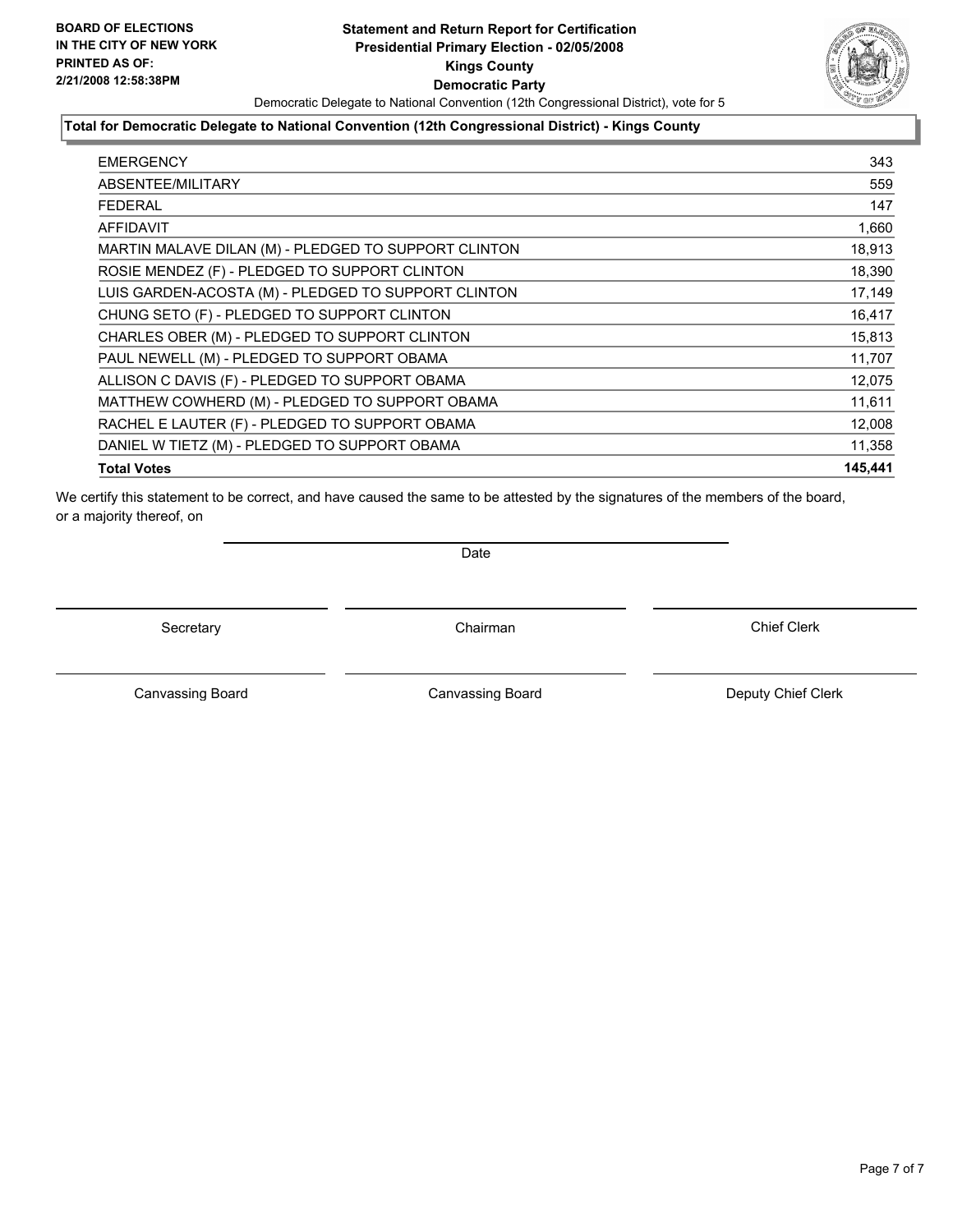**BOARD OF ELECTIONS IN THE CITY OF NEW YORK PRINTED AS OF: 2/21/2008 12:58:38PM**

# Statement and Return Report for Certification Presidential Primary Election - 02/05/2008 Kings County Democratic Party

Democratic Delegate to National Convention (12th Congressional District), vote for 5

## Total for Democratic Delegate to National Convention (12th Congressional District) - Kings County

| | |
|---|---|
| EMERGENCY | 343 |
| ABSENTEE/MILITARY | 559 |
| FEDERAL | 147 |
| AFFIDAVIT | 1,660 |
| MARTIN MALAVE DILAN (M) - PLEDGED TO SUPPORT CLINTON | 18,913 |
| ROSIE MENDEZ (F) - PLEDGED TO SUPPORT CLINTON | 18,390 |
| LUIS GARDEN-ACOSTA (M) - PLEDGED TO SUPPORT CLINTON | 17,149 |
| CHUNG SETO (F) - PLEDGED TO SUPPORT CLINTON | 16,417 |
| CHARLES OBER (M) - PLEDGED TO SUPPORT CLINTON | 15,813 |
| PAUL NEWELL (M) - PLEDGED TO SUPPORT OBAMA | 11,707 |
| ALLISON C DAVIS (F) - PLEDGED TO SUPPORT OBAMA | 12,075 |
| MATTHEW COWHERD (M) - PLEDGED TO SUPPORT OBAMA | 11,611 |
| RACHEL E LAUTER (F) - PLEDGED TO SUPPORT OBAMA | 12,008 |
| DANIEL W TIETZ (M) - PLEDGED TO SUPPORT OBAMA | 11,358 |
| **Total Votes** | **145,441** |

We certify this statement to be correct, and have caused the same to be attested by the signatures of the members of the board, or a majority thereof, on

Date

Secretary | Chairman | Chief Clerk

Canvassing Board | Canvassing Board | Deputy Chief Clerk